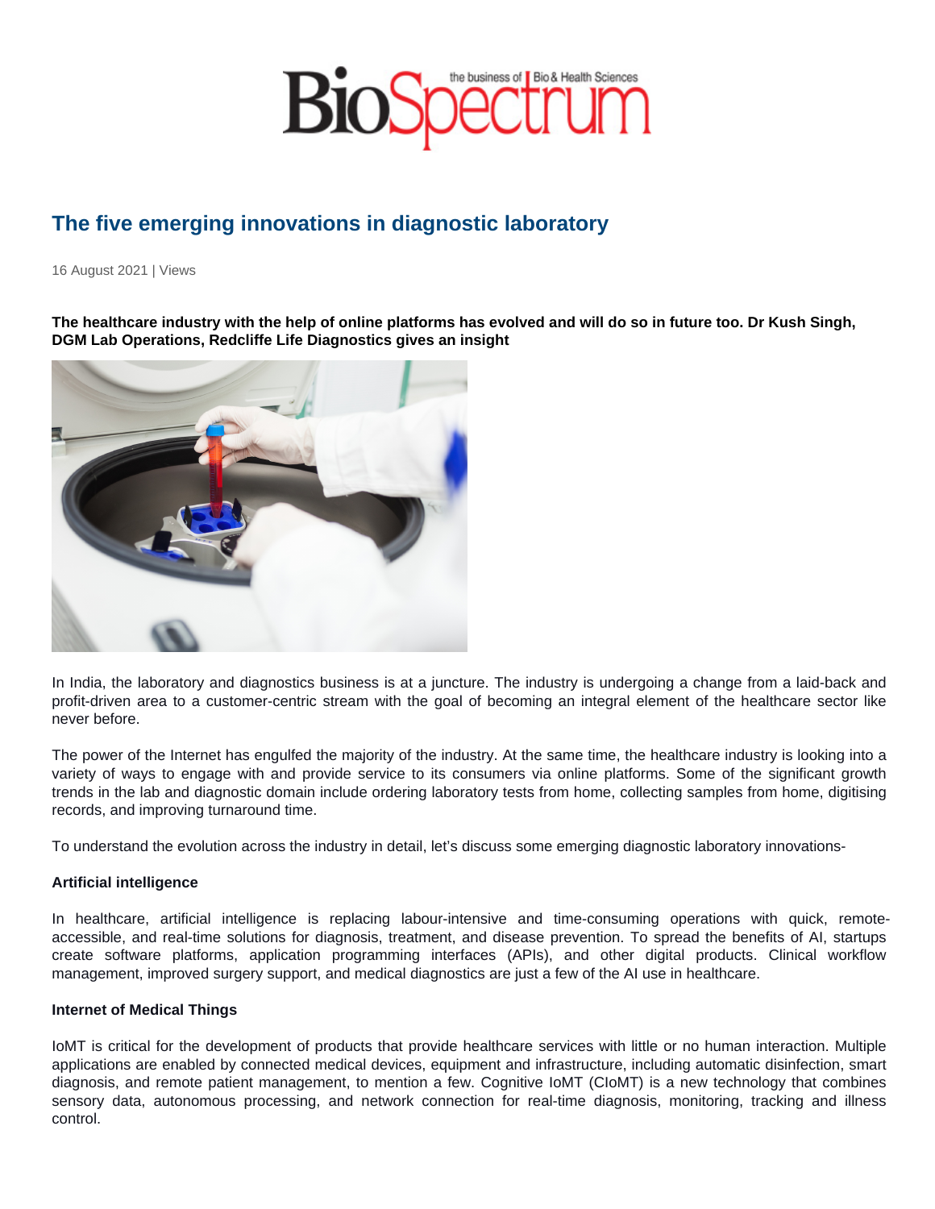# The five emerging innovations in diagnostic laboratory

16 August 2021 | Views

**The healthcare industry with the help of online platforms has evolved and will do so in future too. Dr Kush Singh, DGM Lab Operations, Redcliffe Life Diagnostics gives an insight**

In India, the laboratory and diagnostics business is at a juncture. The industry is undergoing a change from a laid-back and profit-driven area to a customer-centric stream with the goal of becoming an integral element of the healthcare sector like never before.

The power of the Internet has engulfed the majority of the industry. At the same time, the healthcare industry is looking into a variety of ways to engage with and provide service to its consumers via online platforms. Some of the significant growth trends in the lab and diagnostic domain include ordering laboratory tests from home, collecting samples from home, digitising records, and improving turnaround time.

To understand the evolution across the industry in detail, let's discuss some emerging diagnostic laboratory innovations-

**Artificial intelligence**

In healthcare, artificial intelligence is replacing labour-intensive and time-consuming operations with quick, remote-accessible, and real-time solutions for diagnosis, treatment, and disease prevention. To spread the benefits of AI, startups create software platforms, application programming interfaces (APIs), and other digital products. Clinical workflow management, improved surgery support, and medical diagnostics are just a few of the AI use in healthcare.

**Internet of Medical Things**

IoMT is critical for the development of products that provide healthcare services with little or no human interaction. Multiple applications are enabled by connected medical devices, equipment and infrastructure, including automatic disinfection, smart diagnosis, and remote patient management, to mention a few. Cognitive IoMT (CIoMT) is a new technology that combines sensory data, autonomous processing, and network connection for real-time diagnosis, monitoring, tracking and illness control.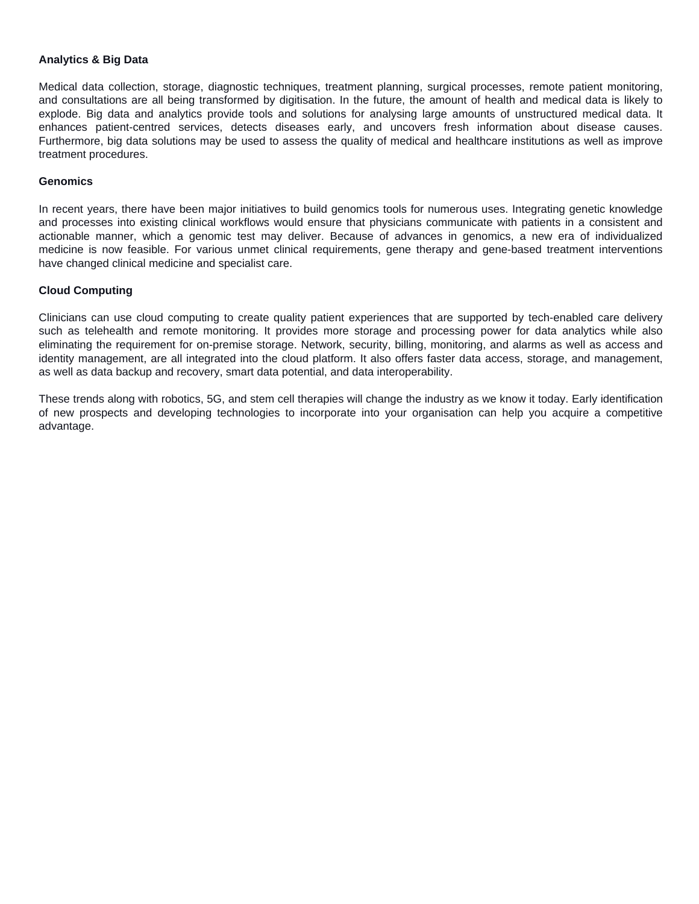**Analytics & Big Data**

Medical data collection, storage, diagnostic techniques, treatment planning, surgical processes, remote patient monitoring, and consultations are all being transformed by digitisation. In the future, the amount of health and medical data is likely to explode. Big data and analytics provide tools and solutions for analysing large amounts of unstructured medical data. It enhances patient-centred services, detects diseases early, and uncovers fresh information about disease causes. Furthermore, big data solutions may be used to assess the quality of medical and healthcare institutions as well as improve treatment procedures.

**Genomics**

In recent years, there have been major initiatives to build genomics tools for numerous uses. Integrating genetic knowledge and processes into existing clinical workflows would ensure that physicians communicate with patients in a consistent and actionable manner, which a genomic test may deliver. Because of advances in genomics, a new era of individualized medicine is now feasible. For various unmet clinical requirements, gene therapy and gene-based treatment interventions have changed clinical medicine and specialist care.

**Cloud Computing**

Clinicians can use cloud computing to create quality patient experiences that are supported by tech-enabled care delivery such as telehealth and remote monitoring. It provides more storage and processing power for data analytics while also eliminating the requirement for on-premise storage. Network, security, billing, monitoring, and alarms as well as access and identity management, are all integrated into the cloud platform. It also offers faster data access, storage, and management, as well as data backup and recovery, smart data potential, and data interoperability.

These trends along with robotics, 5G, and stem cell therapies will change the industry as we know it today. Early identification of new prospects and developing technologies to incorporate into your organisation can help you acquire a competitive advantage.